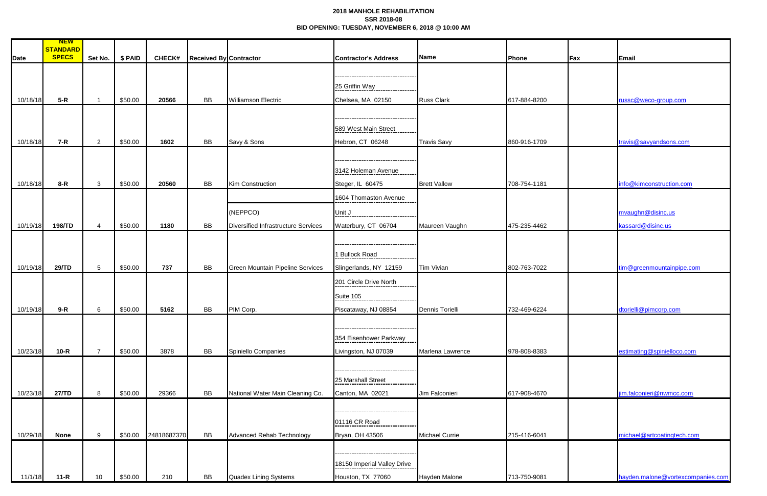**2018 MANHOLE REHABILITATION**
**SSR 2018-08**
**BID OPENING: TUESDAY, NOVEMBER 6, 2018 @ 10:00 AM**

| Date | NEW STANDARD SPECS | Set No. | $ PAID | CHECK# | Received By | Contractor | Contractor's Address | Name | Phone | Fax | Email |
|---|---|---|---|---|---|---|---|---|---|---|---|
| 10/18/18 | **5-R** | 1 | $50.00 | **20566** | BB | Williamson Electric | 25 Griffin Way<br>Chelsea, MA 02150 | Russ Clark | 617-884-8200 | | russc@weco-group.com |
| 10/18/18 | **7-R** | 2 | $50.00 | **1602** | BB | Savy & Sons | 589 West Main Street<br>Hebron, CT 06248 | Travis Savy | 860-916-1709 | | travis@savyandsons.com |
| 10/18/18 | **8-R** | 3 | $50.00 | **20560** | BB | Kim Construction | 3142 Holeman Avenue<br>Steger, IL 60475 | Brett Vallow | 708-754-1181 | | info@kimconstruction.com |
| 10/19/18 | **198/TD** | 4 | $50.00 | **1180** | BB | (NEPPCO)<br>Diversified Infrastructure Services | 1604 Thomaston Avenue<br>Unit J<br>Waterbury, CT 06704 | Maureen Vaughn | 475-235-4462 | | mvaughn@disinc.us<br>kassard@disinc.us |
| 10/19/18 | **29/TD** | 5 | $50.00 | **737** | BB | Green Mountain Pipeline Services | 1 Bullock Road<br>Slingerlands, NY 12159 | Tim Vivian | 802-763-7022 | | tim@greenmountainpipe.com |
| 10/19/18 | **9-R** | 6 | $50.00 | **5162** | BB | PIM Corp. | 201 Circle Drive North<br>Suite 105<br>Piscataway, NJ 08854 | Dennis Torielli | 732-469-6224 | | dtorielli@pimcorp.com |
| 10/23/18 | **10-R** | 7 | $50.00 | 3878 | BB | Spiniello Companies | 354 Eisenhower Parkway<br>Livingston, NJ 07039 | Marlena Lawrence | 978-808-8383 | | estimating@spinielloco.com |
| 10/23/18 | **27/TD** | 8 | $50.00 | 29366 | BB | National Water Main Cleaning Co. | 25 Marshall Street<br>Canton, MA 02021 | Jim Falconieri | 617-908-4670 | | jim.falconieri@nwmcc.com |
| 10/29/18 | **None** | 9 | $50.00 | 24818687370 | BB | Advanced Rehab Technology | 01116 CR Road<br>Bryan, OH 43506 | Michael Currie | 215-416-6041 | | michael@artcoatingtech.com |
| 11/1/18 | **11-R** | 10 | $50.00 | 210 | BB | Quadex Lining Systems | 18150 Imperial Valley Drive<br>Houston, TX 77060 | Hayden Malone | 713-750-9081 | | hayden.malone@vortexcompanies.com |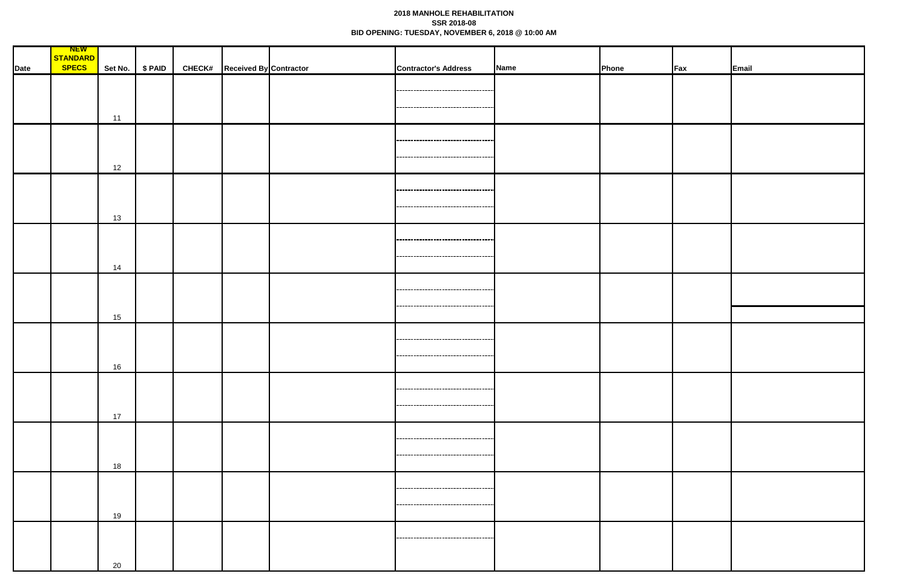**2018 MANHOLE REHABILITATION**
**SSR 2018-08**
**BID OPENING: TUESDAY, NOVEMBER 6, 2018 @ 10:00 AM**

| Date | NEW STANDARD SPECS | Set No. | $ PAID | CHECK# | Received By | Contractor | Contractor's Address | Name | Phone | Fax | Email |
|---|---|---|---|---|---|---|---|---|---|---|---|
| | | 11 | | | | | | | | | |
| | | 12 | | | | | | | | | |
| | | 13 | | | | | | | | | |
| | | 14 | | | | | | | | | |
| | | 15 | | | | | | | | | |
| | | 16 | | | | | | | | | |
| | | 17 | | | | | | | | | |
| | | 18 | | | | | | | | | |
| | | 19 | | | | | | | | | |
| | | 20 | | | | | | | | | |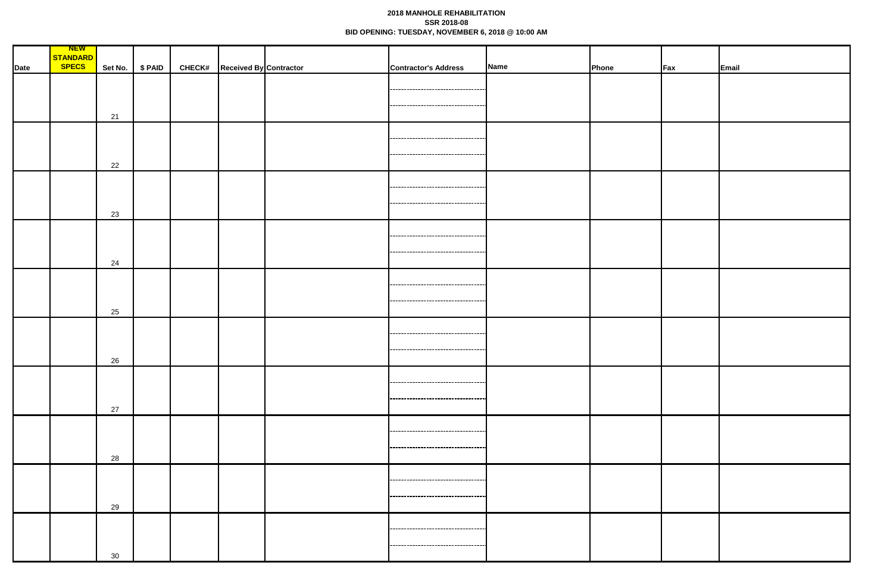**2018 MANHOLE REHABILITATION**
**SSR 2018-08**
**BID OPENING: TUESDAY, NOVEMBER 6, 2018 @ 10:00 AM**

| Date | NEW STANDARD SPECS | Set No. | $ PAID | CHECK# | Received By | Contractor | Contractor's Address | Name | Phone | Fax | Email |
|---|---|---|---|---|---|---|---|---|---|---|---|
| | | 21 | | | | | | | | | |
| | | 22 | | | | | | | | | |
| | | 23 | | | | | | | | | |
| | | 24 | | | | | | | | | |
| | | 25 | | | | | | | | | |
| | | 26 | | | | | | | | | |
| | | 27 | | | | | | | | | |
| | | 28 | | | | | | | | | |
| | | 29 | | | | | | | | | |
| | | 30 | | | | | | | | | |